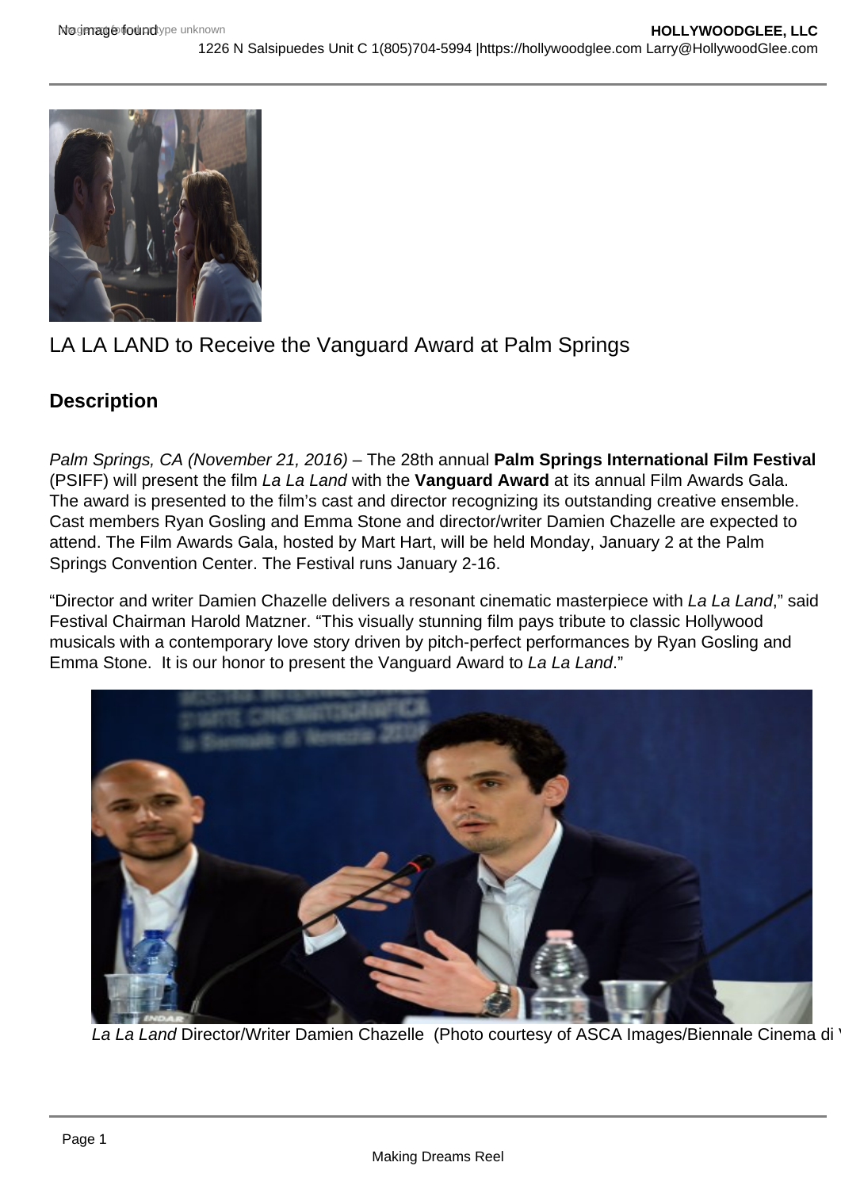# LA LA LAND to Receive the Vanguard Award at Palm Springs

## Description

*Palm Springs, CA (November 21, 2016)* – The 28th annual **Palm Springs International Film Festival** (PSIFF) will present the film *La La Land* with the **Vanguard Award** at its annual Film Awards Gala. The award is presented to the film's cast and director recognizing its outstanding creative ensemble. Cast members Ryan Gosling and Emma Stone and director/writer Damien Chazelle are expected to attend. The Film Awards Gala, hosted by Mart Hart, will be held Monday, January 2 at the Palm Springs Convention Center. The Festival runs January 2-16.

"Director and writer Damien Chazelle delivers a resonant cinematic masterpiece with *La La Land*," said Festival Chairman Harold Matzner. "This visually stunning film pays tribute to classic Hollywood musicals with a contemporary love story driven by pitch-perfect performances by Ryan Gosling and Emma Stone. It is our honor to present the Vanguard Award to *La La Land*."

*La La Land* Director/Writer Damien Chazelle (Photo courtesy of ASCA Images/Biennale Cinema di V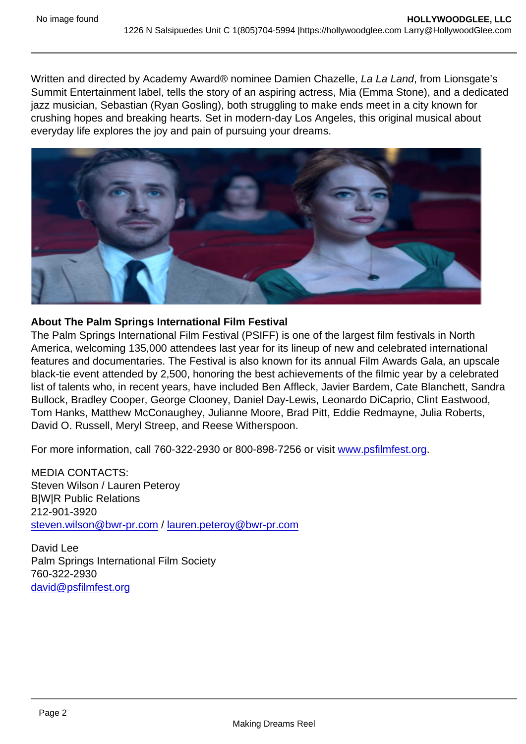Written and directed by Academy Award® nominee Damien Chazelle, *La La Land*, from Lionsgate's Summit Entertainment label, tells the story of an aspiring actress, Mia (Emma Stone), and a dedicated jazz musician, Sebastian (Ryan Gosling), both struggling to make ends meet in a city known for crushing hopes and breaking hearts. Set in modern-day Los Angeles, this original musical about everyday life explores the joy and pain of pursuing your dreams.

**About The Palm Springs International Film Festival**

The Palm Springs International Film Festival (PSIFF) is one of the largest film festivals in North America, welcoming 135,000 attendees last year for its lineup of new and celebrated international features and documentaries. The Festival is also known for its annual Film Awards Gala, an upscale black-tie event attended by 2,500, honoring the best achievements of the filmic year by a celebrated list of talents who, in recent years, have included Ben Affleck, Javier Bardem, Cate Blanchett, Sandra Bullock, Bradley Cooper, George Clooney, Daniel Day-Lewis, Leonardo DiCaprio, Clint Eastwood, Tom Hanks, Matthew McConaughey, Julianne Moore, Brad Pitt, Eddie Redmayne, Julia Roberts, David O. Russell, Meryl Streep, and Reese Witherspoon.

For more information, call 760-322-2930 or 800-898-7256 or visit www.psfilmfest.org.

MEDIA CONTACTS:
Steven Wilson / Lauren Peteroy
B|W|R Public Relations
212-901-3920
steven.wilson@bwr-pr.com / lauren.peteroy@bwr-pr.com

David Lee
Palm Springs International Film Society
760-322-2930
david@psfilmfest.org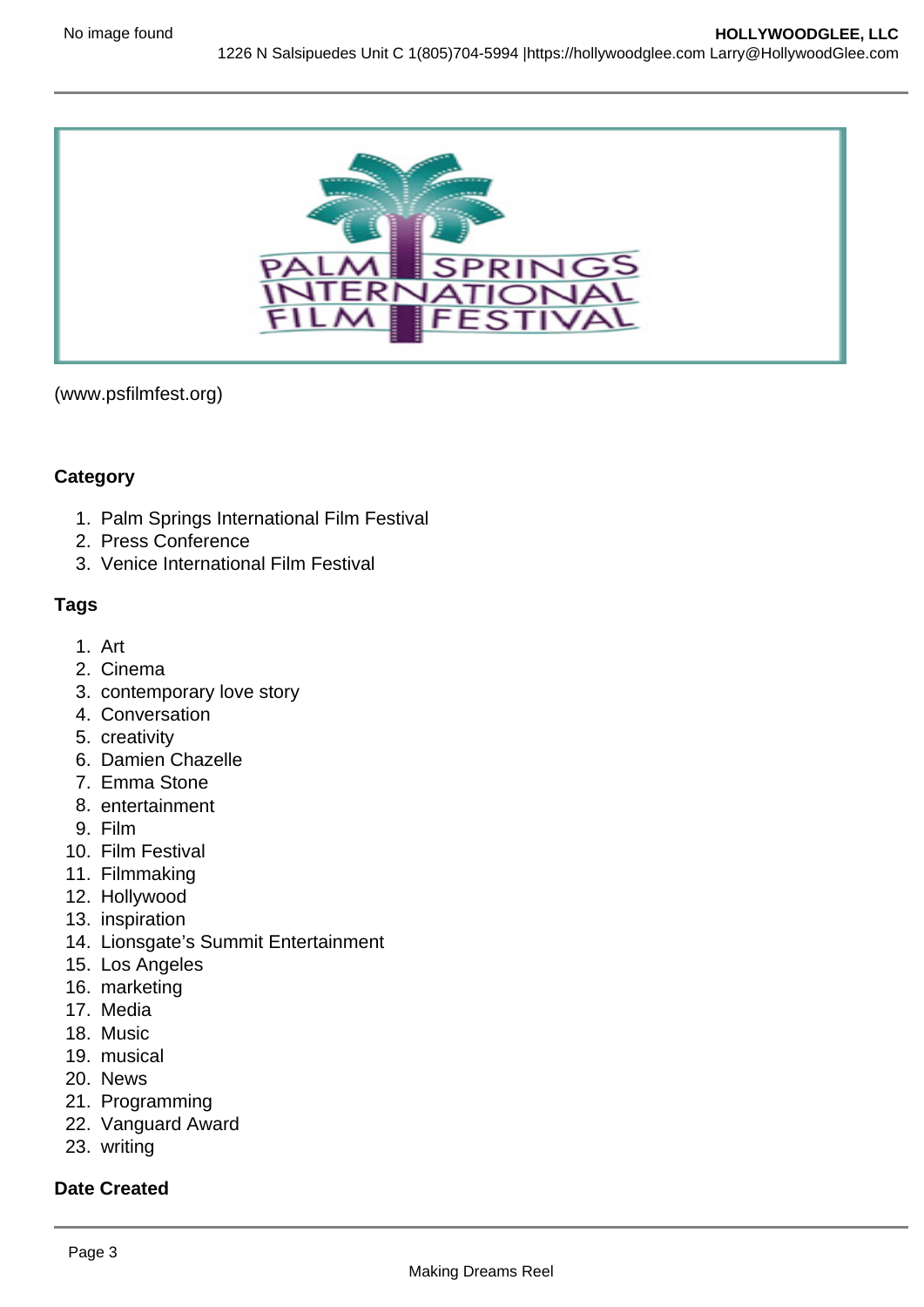(www.psfilmfest.org)

**Category**

1. Palm Springs International Film Festival
2. Press Conference
3. Venice International Film Festival

**Tags**

1. Art
2. Cinema
3. contemporary love story
4. Conversation
5. creativity
6. Damien Chazelle
7. Emma Stone
8. entertainment
9. Film
10. Film Festival
11. Filmmaking
12. Hollywood
13. inspiration
14. Lionsgate's Summit Entertainment
15. Los Angeles
16. marketing
17. Media
18. Music
19. musical
20. News
21. Programming
22. Vanguard Award
23. writing

**Date Created**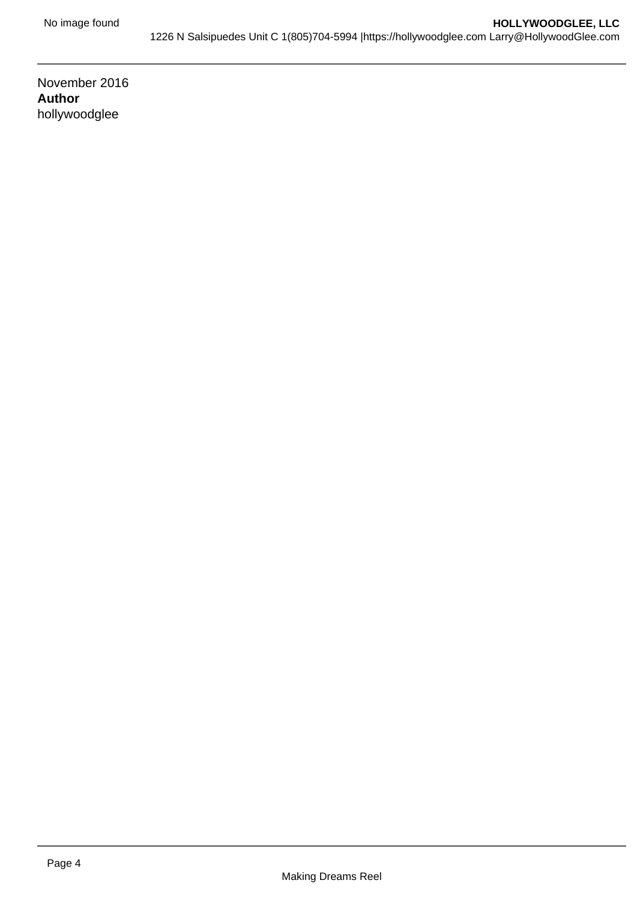November 2016

**Author**

hollywoodglee